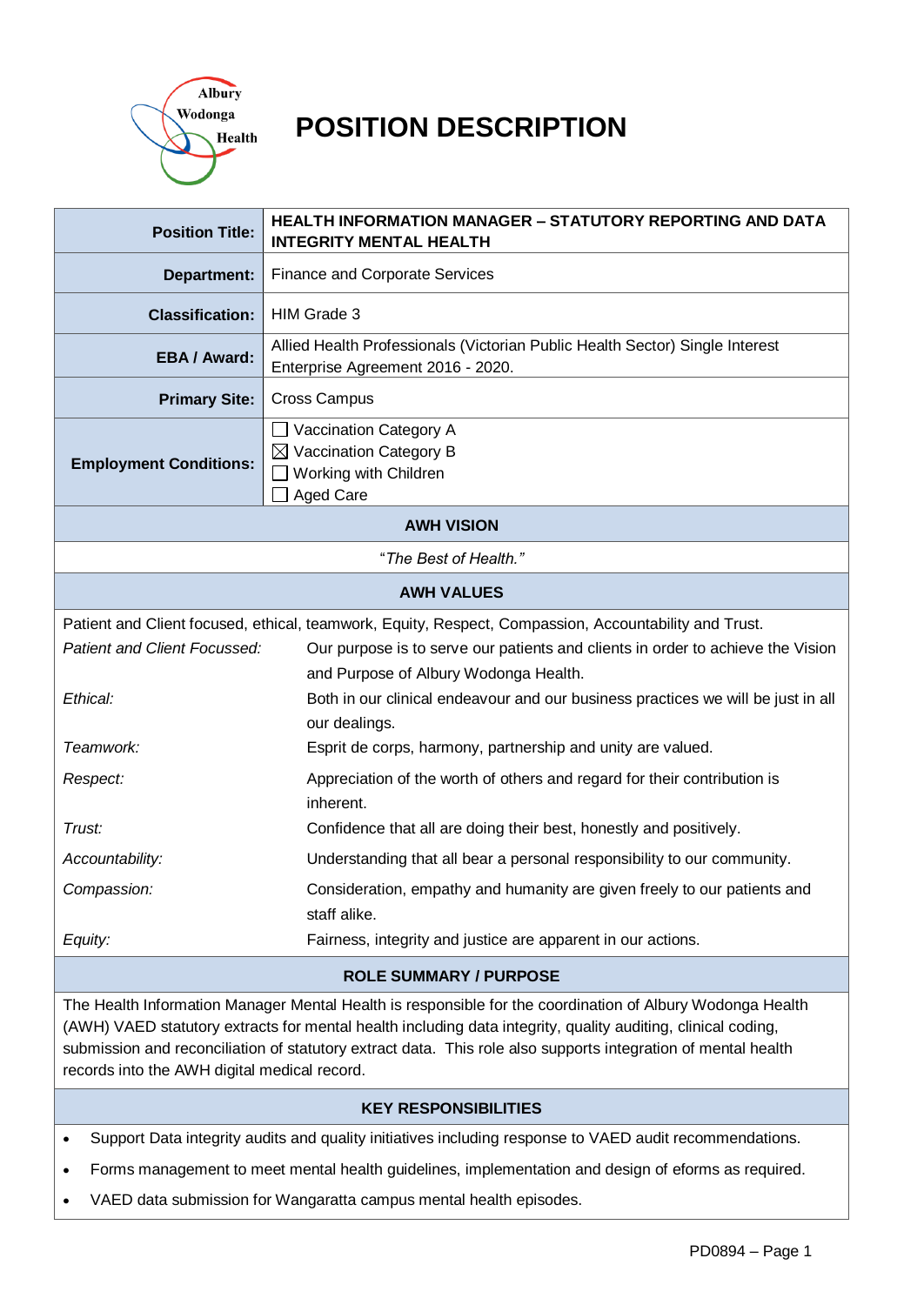# POSITION DESCRIPTION

| | |
|---|---|
| **Position Title:** | **HEALTH INFORMATION MANAGER – STATUTORY REPORTING AND DATA INTEGRITY MENTAL HEALTH** |
| **Department:** | Finance and Corporate Services |
| **Classification:** | HIM Grade 3 |
| **EBA / Award:** | Allied Health Professionals (Victorian Public Health Sector) Single Interest Enterprise Agreement 2016 - 2020. |
| **Primary Site:** | Cross Campus |
| **Employment Conditions:** | ☐ Vaccination Category A<br>☒ Vaccination Category B<br>☐ Working with Children<br>☐ Aged Care |

## AWH VISION

*"The Best of Health."*

## AWH VALUES

Patient and Client focused, ethical, teamwork, Equity, Respect, Compassion, Accountability and Trust.

| | |
|---|---|
| *Patient and Client Focussed:* | Our purpose is to serve our patients and clients in order to achieve the Vision and Purpose of Albury Wodonga Health. |
| *Ethical:* | Both in our clinical endeavour and our business practices we will be just in all our dealings. |
| *Teamwork:* | Esprit de corps, harmony, partnership and unity are valued. |
| *Respect:* | Appreciation of the worth of others and regard for their contribution is inherent. |
| *Trust:* | Confidence that all are doing their best, honestly and positively. |
| *Accountability:* | Understanding that all bear a personal responsibility to our community. |
| *Compassion:* | Consideration, empathy and humanity are given freely to our patients and staff alike. |
| *Equity:* | Fairness, integrity and justice are apparent in our actions. |

## ROLE SUMMARY / PURPOSE

The Health Information Manager Mental Health is responsible for the coordination of Albury Wodonga Health (AWH) VAED statutory extracts for mental health including data integrity, quality auditing, clinical coding, submission and reconciliation of statutory extract data. This role also supports integration of mental health records into the AWH digital medical record.

## KEY RESPONSIBILITIES

- Support Data integrity audits and quality initiatives including response to VAED audit recommendations.
- Forms management to meet mental health guidelines, implementation and design of eforms as required.
- VAED data submission for Wangaratta campus mental health episodes.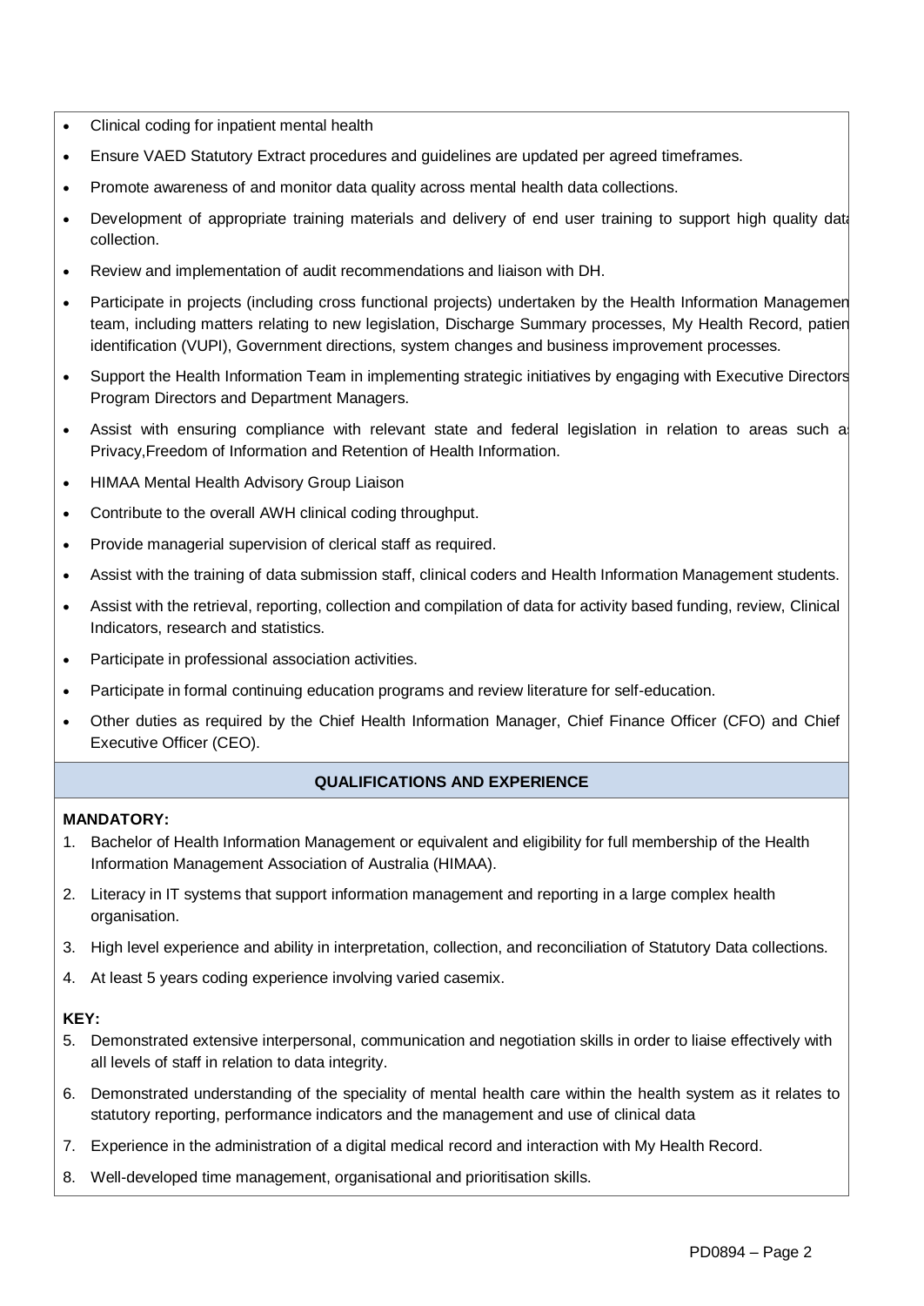- Clinical coding for inpatient mental health
- Ensure VAED Statutory Extract procedures and guidelines are updated per agreed timeframes.
- Promote awareness of and monitor data quality across mental health data collections.
- Development of appropriate training materials and delivery of end user training to support high quality data collection.
- Review and implementation of audit recommendations and liaison with DH.
- Participate in projects (including cross functional projects) undertaken by the Health Information Management team, including matters relating to new legislation, Discharge Summary processes, My Health Record, patient identification (VUPI), Government directions, system changes and business improvement processes.
- Support the Health Information Team in implementing strategic initiatives by engaging with Executive Directors, Program Directors and Department Managers.
- Assist with ensuring compliance with relevant state and federal legislation in relation to areas such as Privacy,Freedom of Information and Retention of Health Information.
- HIMAA Mental Health Advisory Group Liaison
- Contribute to the overall AWH clinical coding throughput.
- Provide managerial supervision of clerical staff as required.
- Assist with the training of data submission staff, clinical coders and Health Information Management students.
- Assist with the retrieval, reporting, collection and compilation of data for activity based funding, review, Clinical Indicators, research and statistics.
- Participate in professional association activities.
- Participate in formal continuing education programs and review literature for self-education.
- Other duties as required by the Chief Health Information Manager, Chief Finance Officer (CFO) and Chief Executive Officer (CEO).

## QUALIFICATIONS AND EXPERIENCE

**MANDATORY:**

1. Bachelor of Health Information Management or equivalent and eligibility for full membership of the Health Information Management Association of Australia (HIMAA).
2. Literacy in IT systems that support information management and reporting in a large complex health organisation.
3. High level experience and ability in interpretation, collection, and reconciliation of Statutory Data collections.
4. At least 5 years coding experience involving varied casemix.

**KEY:**

5. Demonstrated extensive interpersonal, communication and negotiation skills in order to liaise effectively with all levels of staff in relation to data integrity.
6. Demonstrated understanding of the speciality of mental health care within the health system as it relates to statutory reporting, performance indicators and the management and use of clinical data
7. Experience in the administration of a digital medical record and interaction with My Health Record.
8. Well-developed time management, organisational and prioritisation skills.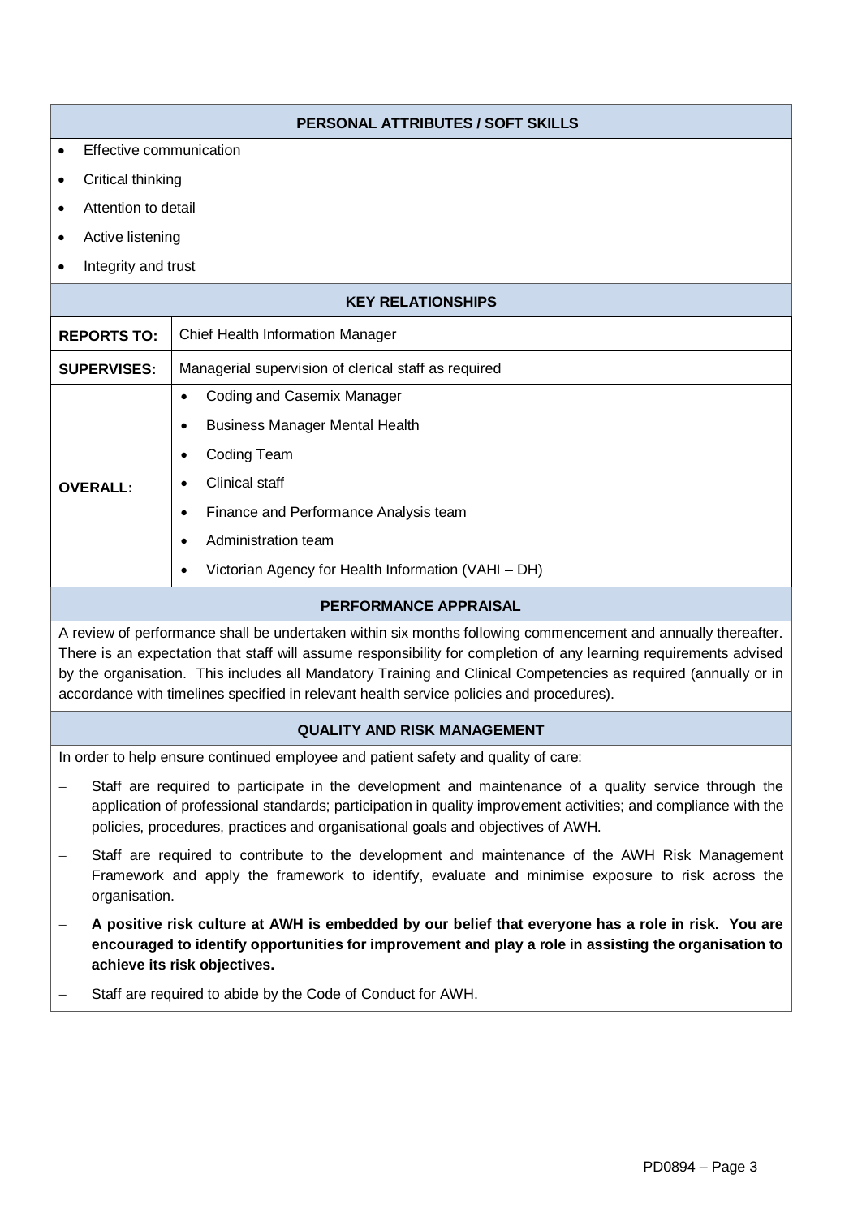## PERSONAL ATTRIBUTES / SOFT SKILLS

- Effective communication
- Critical thinking
- Attention to detail
- Active listening
- Integrity and trust

## KEY RELATIONSHIPS

| | |
|---|---|
| **REPORTS TO:** | Chief Health Information Manager |
| **SUPERVISES:** | Managerial supervision of clerical staff as required |
| **OVERALL:** | • Coding and Casemix Manager<br>• Business Manager Mental Health<br>• Coding Team<br>• Clinical staff<br>• Finance and Performance Analysis team<br>• Administration team<br>• Victorian Agency for Health Information (VAHI – DH) |

## PERFORMANCE APPRAISAL

A review of performance shall be undertaken within six months following commencement and annually thereafter. There is an expectation that staff will assume responsibility for completion of any learning requirements advised by the organisation. This includes all Mandatory Training and Clinical Competencies as required (annually or in accordance with timelines specified in relevant health service policies and procedures).

## QUALITY AND RISK MANAGEMENT

In order to help ensure continued employee and patient safety and quality of care:

- Staff are required to participate in the development and maintenance of a quality service through the application of professional standards; participation in quality improvement activities; and compliance with the policies, procedures, practices and organisational goals and objectives of AWH.
- Staff are required to contribute to the development and maintenance of the AWH Risk Management Framework and apply the framework to identify, evaluate and minimise exposure to risk across the organisation.
- **A positive risk culture at AWH is embedded by our belief that everyone has a role in risk. You are encouraged to identify opportunities for improvement and play a role in assisting the organisation to achieve its risk objectives.**
- Staff are required to abide by the Code of Conduct for AWH.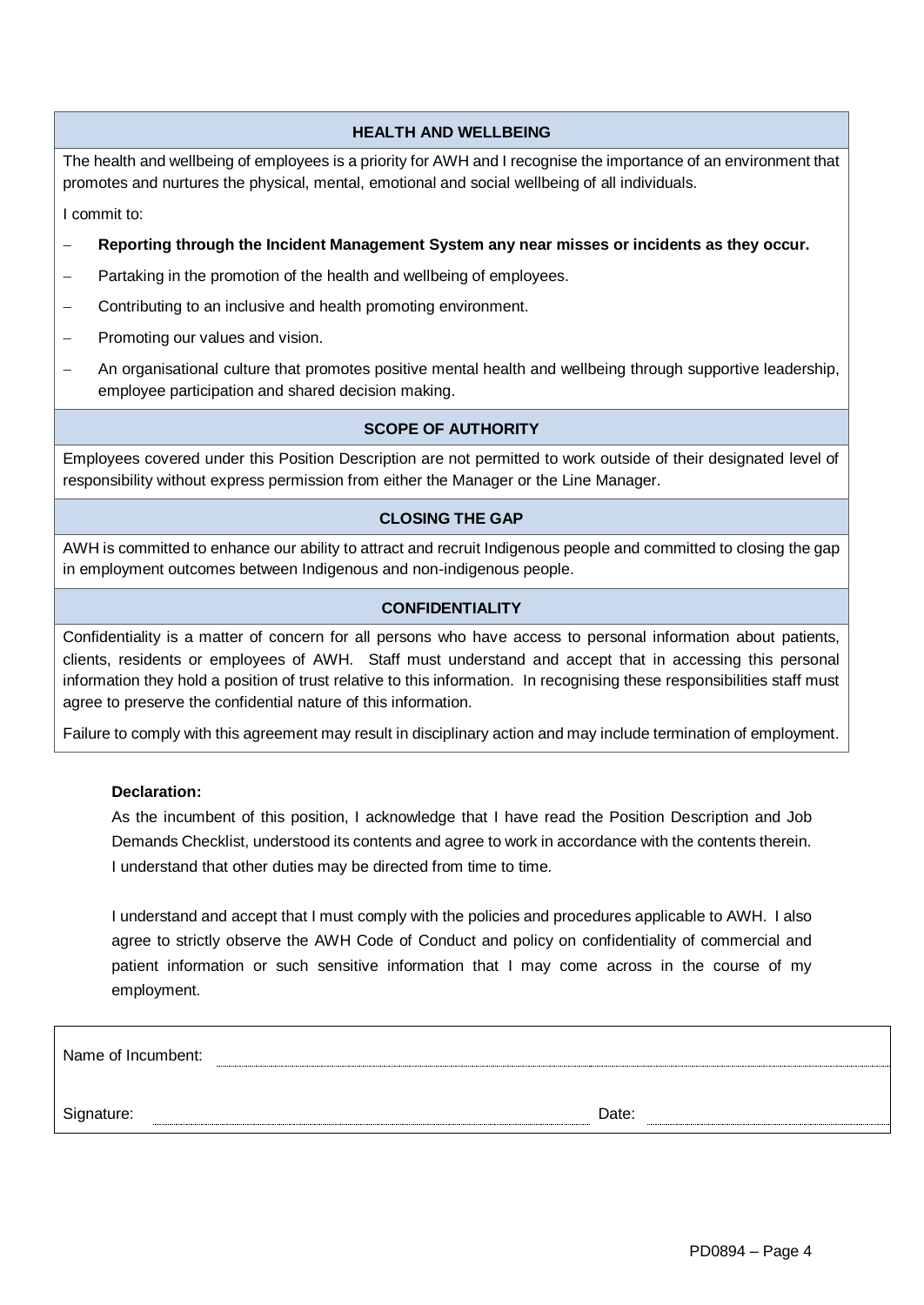## HEALTH AND WELLBEING

The health and wellbeing of employees is a priority for AWH and I recognise the importance of an environment that promotes and nurtures the physical, mental, emotional and social wellbeing of all individuals.

I commit to:

- **Reporting through the Incident Management System any near misses or incidents as they occur.**
- Partaking in the promotion of the health and wellbeing of employees.
- Contributing to an inclusive and health promoting environment.
- Promoting our values and vision.
- An organisational culture that promotes positive mental health and wellbeing through supportive leadership, employee participation and shared decision making.

## SCOPE OF AUTHORITY

Employees covered under this Position Description are not permitted to work outside of their designated level of responsibility without express permission from either the Manager or the Line Manager.

## CLOSING THE GAP

AWH is committed to enhance our ability to attract and recruit Indigenous people and committed to closing the gap in employment outcomes between Indigenous and non-indigenous people.

## CONFIDENTIALITY

Confidentiality is a matter of concern for all persons who have access to personal information about patients, clients, residents or employees of AWH. Staff must understand and accept that in accessing this personal information they hold a position of trust relative to this information. In recognising these responsibilities staff must agree to preserve the confidential nature of this information.

Failure to comply with this agreement may result in disciplinary action and may include termination of employment.

**Declaration:**

As the incumbent of this position, I acknowledge that I have read the Position Description and Job Demands Checklist, understood its contents and agree to work in accordance with the contents therein. I understand that other duties may be directed from time to time.

I understand and accept that I must comply with the policies and procedures applicable to AWH. I also agree to strictly observe the AWH Code of Conduct and policy on confidentiality of commercial and patient information or such sensitive information that I may come across in the course of my employment.

Name of Incumbent: ______________________________

Signature: ______________________________ Date: ______________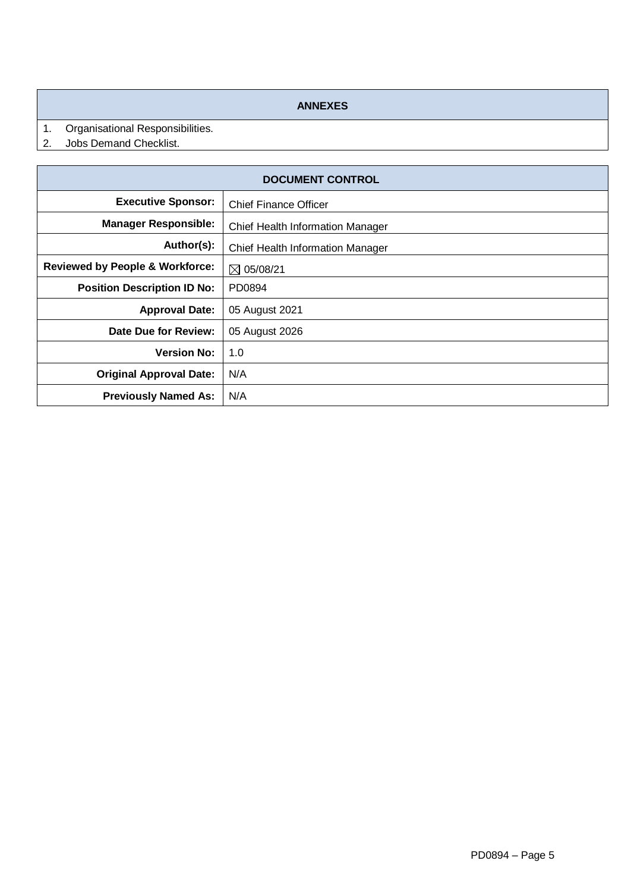## ANNEXES

1. Organisational Responsibilities.
2. Jobs Demand Checklist.

## DOCUMENT CONTROL

| | |
|---|---|
| **Executive Sponsor:** | Chief Finance Officer |
| **Manager Responsible:** | Chief Health Information Manager |
| **Author(s):** | Chief Health Information Manager |
| **Reviewed by People & Workforce:** | ☒ 05/08/21 |
| **Position Description ID No:** | PD0894 |
| **Approval Date:** | 05 August 2021 |
| **Date Due for Review:** | 05 August 2026 |
| **Version No:** | 1.0 |
| **Original Approval Date:** | N/A |
| **Previously Named As:** | N/A |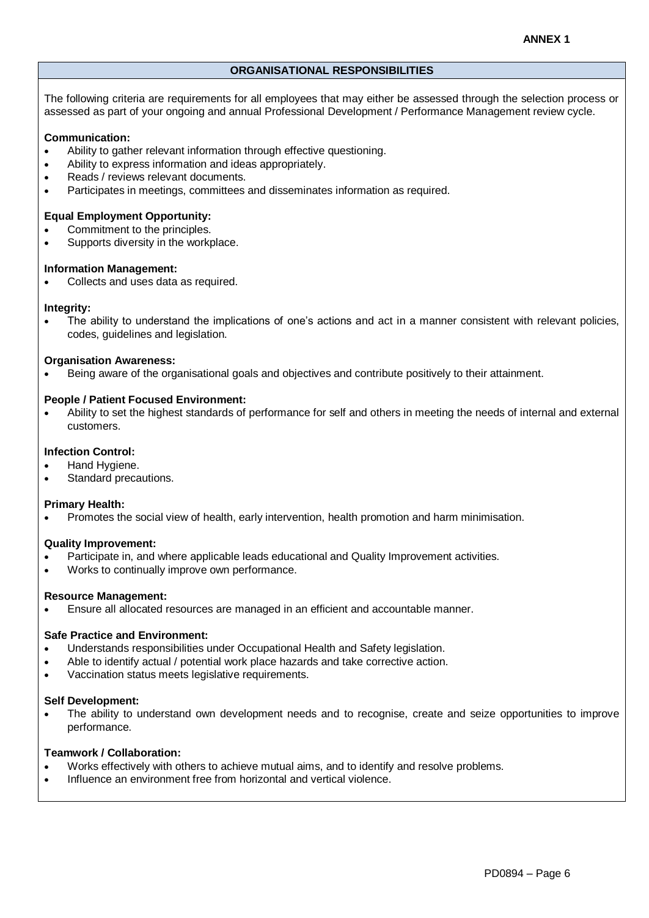**ANNEX 1**

## ORGANISATIONAL RESPONSIBILITIES

The following criteria are requirements for all employees that may either be assessed through the selection process or assessed as part of your ongoing and annual Professional Development / Performance Management review cycle.

**Communication:**

- Ability to gather relevant information through effective questioning.
- Ability to express information and ideas appropriately.
- Reads / reviews relevant documents.
- Participates in meetings, committees and disseminates information as required.

**Equal Employment Opportunity:**

- Commitment to the principles.
- Supports diversity in the workplace.

**Information Management:**

- Collects and uses data as required.

**Integrity:**

- The ability to understand the implications of one's actions and act in a manner consistent with relevant policies, codes, guidelines and legislation.

**Organisation Awareness:**

- Being aware of the organisational goals and objectives and contribute positively to their attainment.

**People / Patient Focused Environment:**

- Ability to set the highest standards of performance for self and others in meeting the needs of internal and external customers.

**Infection Control:**

- Hand Hygiene.
- Standard precautions.

**Primary Health:**

- Promotes the social view of health, early intervention, health promotion and harm minimisation.

**Quality Improvement:**

- Participate in, and where applicable leads educational and Quality Improvement activities.
- Works to continually improve own performance.

**Resource Management:**

- Ensure all allocated resources are managed in an efficient and accountable manner.

**Safe Practice and Environment:**

- Understands responsibilities under Occupational Health and Safety legislation.
- Able to identify actual / potential work place hazards and take corrective action.
- Vaccination status meets legislative requirements.

**Self Development:**

- The ability to understand own development needs and to recognise, create and seize opportunities to improve performance.

**Teamwork / Collaboration:**

- Works effectively with others to achieve mutual aims, and to identify and resolve problems.
- Influence an environment free from horizontal and vertical violence.

PD0894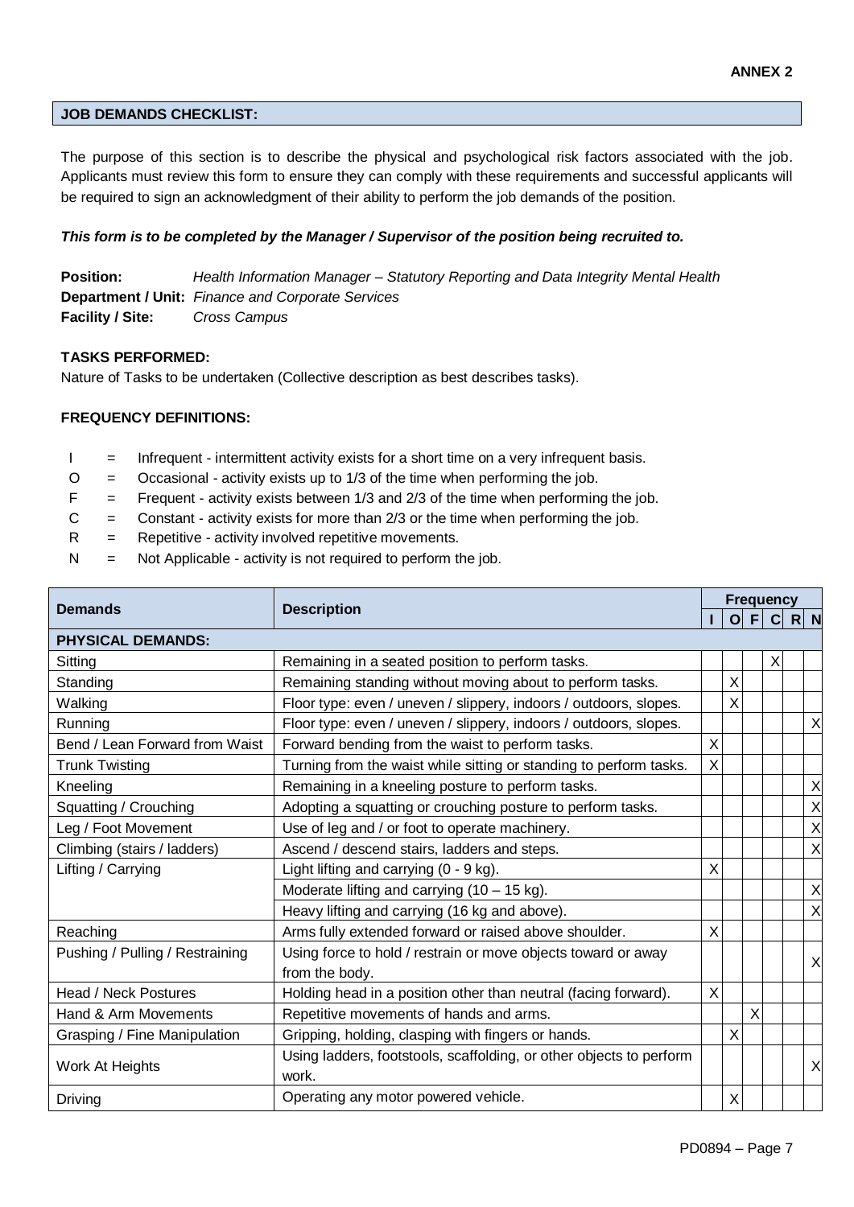**ANNEX 2**

## JOB DEMANDS CHECKLIST:

The purpose of this section is to describe the physical and psychological risk factors associated with the job. Applicants must review this form to ensure they can comply with these requirements and successful applicants will be required to sign an acknowledgment of their ability to perform the job demands of the position.

***This form is to be completed by the Manager / Supervisor of the position being recruited to.***

**Position:** *Health Information Manager – Statutory Reporting and Data Integrity Mental Health*
**Department / Unit:** *Finance and Corporate Services*
**Facility / Site:** *Cross Campus*

**TASKS PERFORMED:**
Nature of Tasks to be undertaken (Collective description as best describes tasks).

**FREQUENCY DEFINITIONS:**

- I = Infrequent - intermittent activity exists for a short time on a very infrequent basis.
- O = Occasional - activity exists up to 1/3 of the time when performing the job.
- F = Frequent - activity exists between 1/3 and 2/3 of the time when performing the job.
- C = Constant - activity exists for more than 2/3 or the time when performing the job.
- R = Repetitive - activity involved repetitive movements.
- N = Not Applicable - activity is not required to perform the job.

| Demands | Description | Frequency | | | | | |
|---|---|---|---|---|---|---|---|
| | | I | O | F | C | R | N |
| **PHYSICAL DEMANDS:** | | | | | | | |
| Sitting | Remaining in a seated position to perform tasks. | | | | X | | |
| Standing | Remaining standing without moving about to perform tasks. | | X | | | | |
| Walking | Floor type: even / uneven / slippery, indoors / outdoors, slopes. | | X | | | | |
| Running | Floor type: even / uneven / slippery, indoors / outdoors, slopes. | | | | | | X |
| Bend / Lean Forward from Waist | Forward bending from the waist to perform tasks. | X | | | | | |
| Trunk Twisting | Turning from the waist while sitting or standing to perform tasks. | X | | | | | |
| Kneeling | Remaining in a kneeling posture to perform tasks. | | | | | | X |
| Squatting / Crouching | Adopting a squatting or crouching posture to perform tasks. | | | | | | X |
| Leg / Foot Movement | Use of leg and / or foot to operate machinery. | | | | | | X |
| Climbing (stairs / ladders) | Ascend / descend stairs, ladders and steps. | | | | | | X |
| Lifting / Carrying | Light lifting and carrying (0 - 9 kg). | X | | | | | |
| | Moderate lifting and carrying (10 – 15 kg). | | | | | | X |
| | Heavy lifting and carrying (16 kg and above). | | | | | | X |
| Reaching | Arms fully extended forward or raised above shoulder. | X | | | | | |
| Pushing / Pulling / Restraining | Using force to hold / restrain or move objects toward or away from the body. | | | | | | X |
| Head / Neck Postures | Holding head in a position other than neutral (facing forward). | X | | | | | |
| Hand & Arm Movements | Repetitive movements of hands and arms. | | | X | | | |
| Grasping / Fine Manipulation | Gripping, holding, clasping with fingers or hands. | | X | | | | |
| Work At Heights | Using ladders, footstools, scaffolding, or other objects to perform work. | | | | | | X |
| Driving | Operating any motor powered vehicle. | | X | | | | |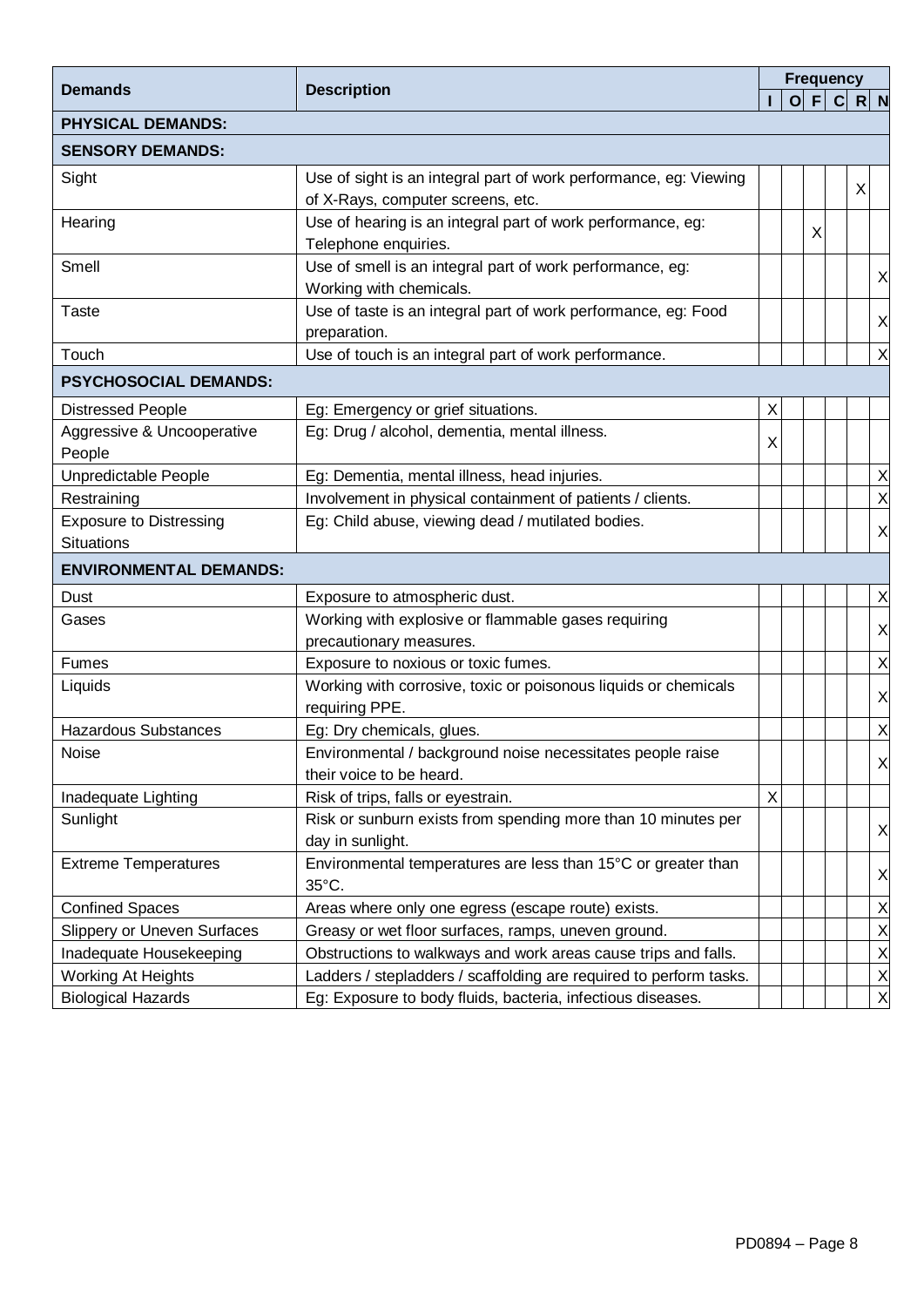| Demands | Description | Frequency | | | | | |
|---|---|---|---|---|---|---|---|
| | | I | O | F | C | R | N |
| **PHYSICAL DEMANDS:** | | | | | | | |
| **SENSORY DEMANDS:** | | | | | | | |
| Sight | Use of sight is an integral part of work performance, eg: Viewing of X-Rays, computer screens, etc. | | | | | X | |
| Hearing | Use of hearing is an integral part of work performance, eg: Telephone enquiries. | | | X | | | |
| Smell | Use of smell is an integral part of work performance, eg: Working with chemicals. | | | | | | X |
| Taste | Use of taste is an integral part of work performance, eg: Food preparation. | | | | | | X |
| Touch | Use of touch is an integral part of work performance. | | | | | | X |
| **PSYCHOSOCIAL DEMANDS:** | | | | | | | |
| Distressed People | Eg: Emergency or grief situations. | X | | | | | |
| Aggressive & Uncooperative People | Eg: Drug / alcohol, dementia, mental illness. | X | | | | | |
| Unpredictable People | Eg: Dementia, mental illness, head injuries. | | | | | | X |
| Restraining | Involvement in physical containment of patients / clients. | | | | | | X |
| Exposure to Distressing Situations | Eg: Child abuse, viewing dead / mutilated bodies. | | | | | | X |
| **ENVIRONMENTAL DEMANDS:** | | | | | | | |
| Dust | Exposure to atmospheric dust. | | | | | | X |
| Gases | Working with explosive or flammable gases requiring precautionary measures. | | | | | | X |
| Fumes | Exposure to noxious or toxic fumes. | | | | | | X |
| Liquids | Working with corrosive, toxic or poisonous liquids or chemicals requiring PPE. | | | | | | X |
| Hazardous Substances | Eg: Dry chemicals, glues. | | | | | | X |
| Noise | Environmental / background noise necessitates people raise their voice to be heard. | | | | | | X |
| Inadequate Lighting | Risk of trips, falls or eyestrain. | X | | | | | |
| Sunlight | Risk or sunburn exists from spending more than 10 minutes per day in sunlight. | | | | | | X |
| Extreme Temperatures | Environmental temperatures are less than 15°C or greater than 35°C. | | | | | | X |
| Confined Spaces | Areas where only one egress (escape route) exists. | | | | | | X |
| Slippery or Uneven Surfaces | Greasy or wet floor surfaces, ramps, uneven ground. | | | | | | X |
| Inadequate Housekeeping | Obstructions to walkways and work areas cause trips and falls. | | | | | | X |
| Working At Heights | Ladders / stepladders / scaffolding are required to perform tasks. | | | | | | X |
| Biological Hazards | Eg: Exposure to body fluids, bacteria, infectious diseases. | | | | | | X |